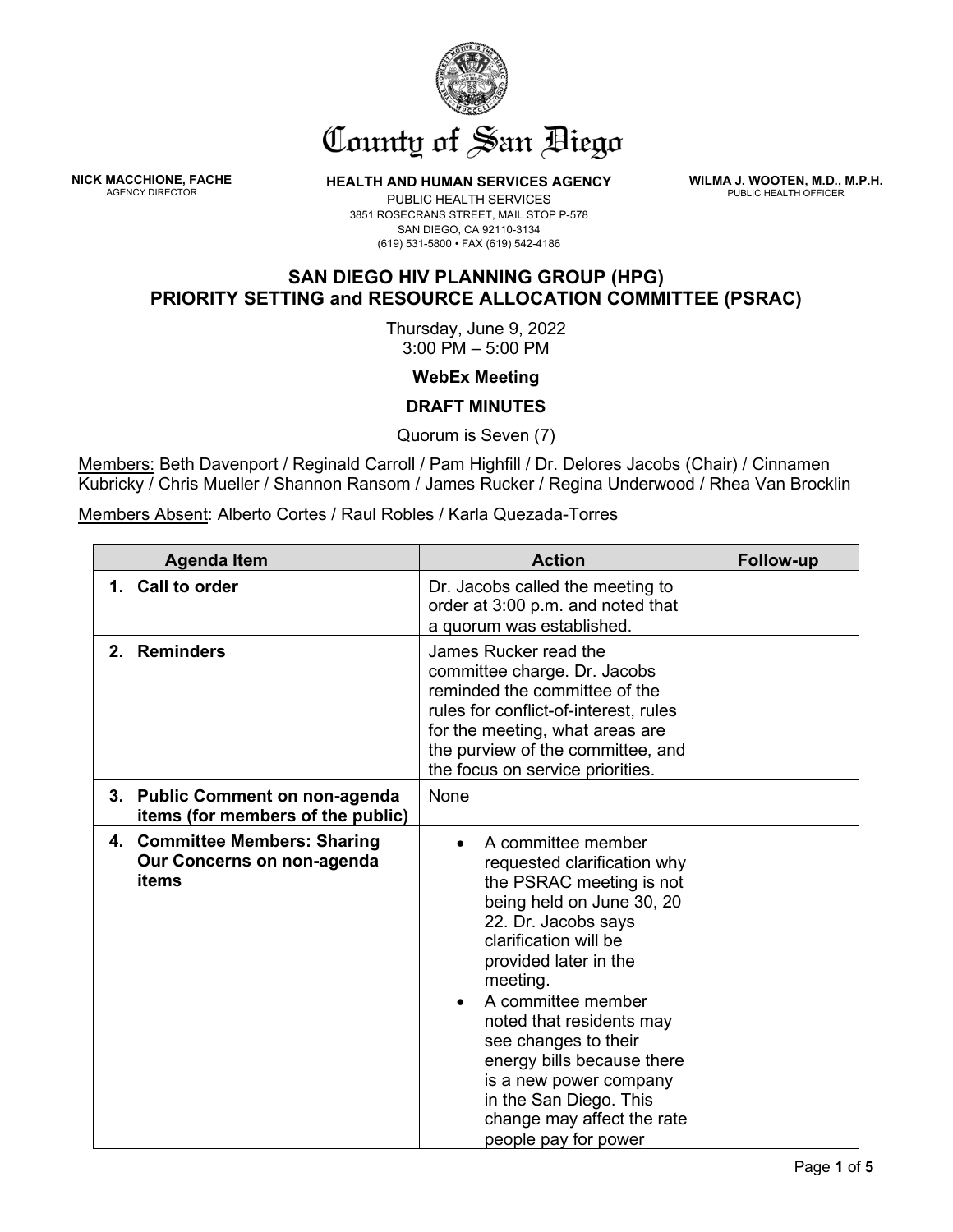# County of San Diego

**NICK MACCHIONE, FACHE**
AGENCY DIRECTOR

**HEALTH AND HUMAN SERVICES AGENCY**
PUBLIC HEALTH SERVICES
3851 ROSECRANS STREET, MAIL STOP P-578
SAN DIEGO, CA 92110-3134
(619) 531-5800 • FAX (619) 542-4186

**WILMA J. WOOTEN, M.D., M.P.H.**
PUBLIC HEALTH OFFICER

## SAN DIEGO HIV PLANNING GROUP (HPG)
## PRIORITY SETTING and RESOURCE ALLOCATION COMMITTEE (PSRAC)

Thursday, June 9, 2022
3:00 PM – 5:00 PM

**WebEx Meeting**

**DRAFT MINUTES**

Quorum is Seven (7)

Members: Beth Davenport / Reginald Carroll / Pam Highfill / Dr. Delores Jacobs (Chair) / Cinnamen Kubricky / Chris Mueller / Shannon Ransom / James Rucker / Regina Underwood / Rhea Van Brocklin

Members Absent: Alberto Cortes / Raul Robles / Karla Quezada-Torres

| Agenda Item | Action | Follow-up |
|---|---|---|
| **1. Call to order** | Dr. Jacobs called the meeting to order at 3:00 p.m. and noted that a quorum was established. | |
| **2. Reminders** | James Rucker read the committee charge. Dr. Jacobs reminded the committee of the rules for conflict-of-interest, rules for the meeting, what areas are the purview of the committee, and the focus on service priorities. | |
| **3. Public Comment on non-agenda items (for members of the public)** | None | |
| **4. Committee Members: Sharing Our Concerns on non-agenda items** | • A committee member requested clarification why the PSRAC meeting is not being held on June 30, 20 22. Dr. Jacobs says clarification will be provided later in the meeting.<br>• A committee member noted that residents may see changes to their energy bills because there is a new power company in the San Diego. This change may affect the rate people pay for power | |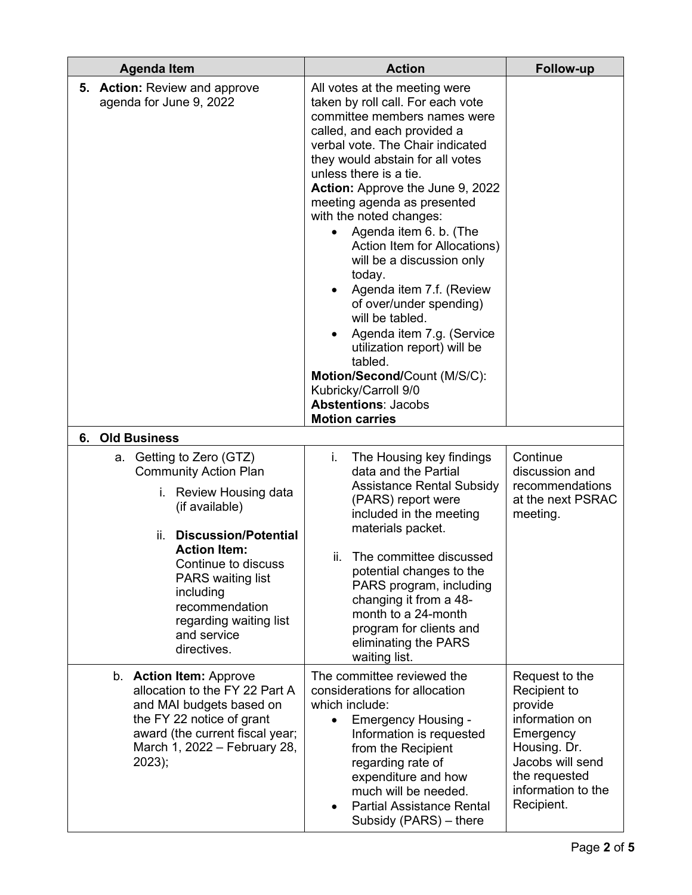| Agenda Item | Action | Follow-up |
|---|---|---|
| **5. Action:** Review and approve agenda for June 9, 2022 | All votes at the meeting were taken by roll call. For each vote committee members names were called, and each provided a verbal vote. The Chair indicated they would abstain for all votes unless there is a tie.<br>**Action:** Approve the June 9, 2022 meeting agenda as presented with the noted changes:<br>• Agenda item 6. b. (The Action Item for Allocations) will be a discussion only today.<br>• Agenda item 7.f. (Review of over/under spending) will be tabled.<br>• Agenda item 7.g. (Service utilization report) will be tabled.<br>**Motion/Second/**Count (M/S/C): Kubricky/Carroll 9/0<br>**Abstentions**: Jacobs<br>**Motion carries** | |
| **6. Old Business** | | |
| a. Getting to Zero (GTZ) Community Action Plan<br>i. Review Housing data (if available)<br>ii. **Discussion/Potential Action Item:** Continue to discuss PARS waiting list including recommendation regarding waiting list and service directives. | i. The Housing key findings data and the Partial Assistance Rental Subsidy (PARS) report were included in the meeting materials packet.<br>ii. The committee discussed potential changes to the PARS program, including changing it from a 48-month to a 24-month program for clients and eliminating the PARS waiting list. | Continue discussion and recommendations at the next PSRAC meeting. |
| b. **Action Item:** Approve allocation to the FY 22 Part A and MAI budgets based on the FY 22 notice of grant award (the current fiscal year; March 1, 2022 – February 28, 2023); | The committee reviewed the considerations for allocation which include:<br>• Emergency Housing - Information is requested from the Recipient regarding rate of expenditure and how much will be needed.<br>• Partial Assistance Rental Subsidy (PARS) – there | Request to the Recipient to provide information on Emergency Housing. Dr. Jacobs will send the requested information to the Recipient. |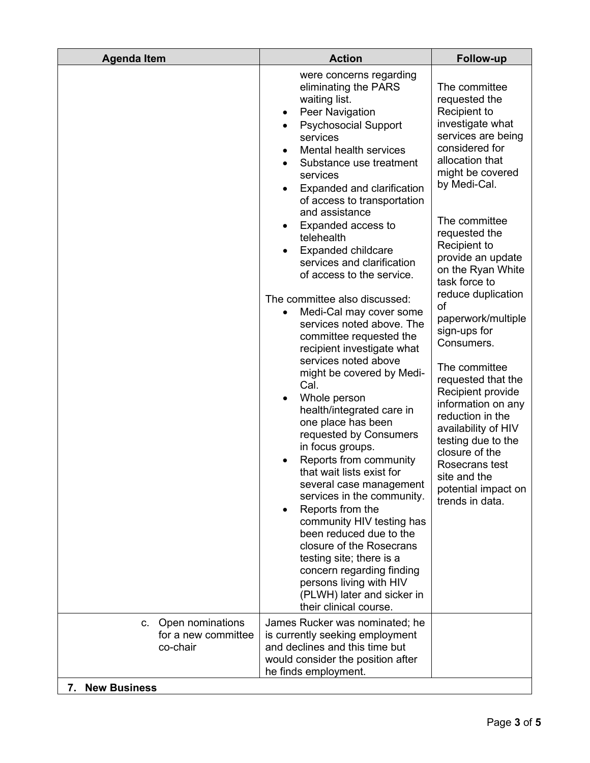| Agenda Item | Action | Follow-up |
| --- | --- | --- |
| | were concerns regarding eliminating the PARS waiting list.<br>• Peer Navigation<br>• Psychosocial Support services<br>• Mental health services<br>• Substance use treatment services<br>• Expanded and clarification of access to transportation and assistance<br>• Expanded access to telehealth<br>• Expanded childcare services and clarification of access to the service.<br><br>The committee also discussed:<br>• Medi-Cal may cover some services noted above. The committee requested the recipient investigate what services noted above might be covered by Medi-Cal.<br>• Whole person health/integrated care in one place has been requested by Consumers in focus groups.<br>• Reports from community that wait lists exist for several case management services in the community.<br>• Reports from the community HIV testing has been reduced due to the closure of the Rosecrans testing site; there is a concern regarding finding persons living with HIV (PLWH) later and sicker in their clinical course. | The committee requested the Recipient to investigate what services are being considered for allocation that might be covered by Medi-Cal.<br><br>The committee requested the Recipient to provide an update on the Ryan White task force to reduce duplication of paperwork/multiple sign-ups for Consumers.<br><br>The committee requested that the Recipient provide information on any reduction in the availability of HIV testing due to the closure of the Rosecrans test site and the potential impact on trends in data. |
| c. Open nominations for a new committee co-chair | James Rucker was nominated; he is currently seeking employment and declines and this time but would consider the position after he finds employment. | |
| **7. New Business** | | |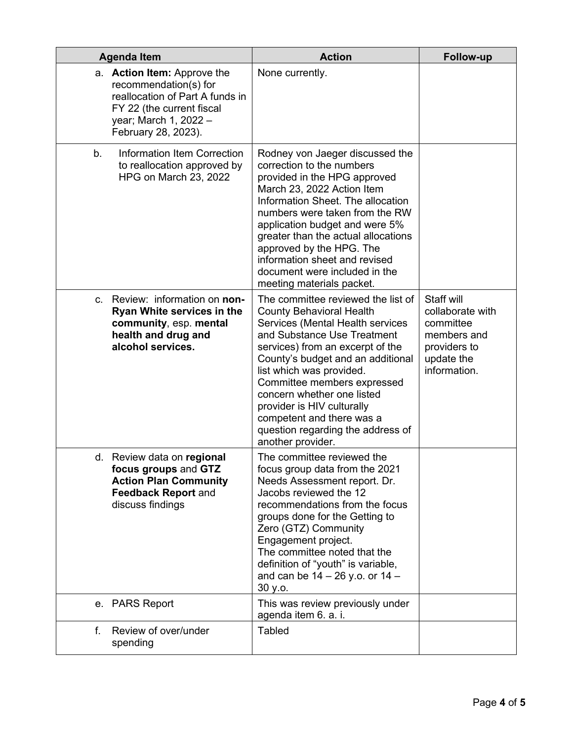| Agenda Item | Action | Follow-up |
|---|---|---|
| a. **Action Item:** Approve the recommendation(s) for reallocation of Part A funds in FY 22 (the current fiscal year; March 1, 2022 – February 28, 2023). | None currently. | |
| b. Information Item Correction to reallocation approved by HPG on March 23, 2022 | Rodney von Jaeger discussed the correction to the numbers provided in the HPG approved March 23, 2022 Action Item Information Sheet. The allocation numbers were taken from the RW application budget and were 5% greater than the actual allocations approved by the HPG. The information sheet and revised document were included in the meeting materials packet. | |
| c. Review: information on **non-Ryan White services in the community**, esp. **mental health and drug and alcohol services.** | The committee reviewed the list of County Behavioral Health Services (Mental Health services and Substance Use Treatment services) from an excerpt of the County's budget and an additional list which was provided. Committee members expressed concern whether one listed provider is HIV culturally competent and there was a question regarding the address of another provider. | Staff will collaborate with committee members and providers to update the information. |
| d. Review data on **regional focus groups** and **GTZ Action Plan Community Feedback Report** and discuss findings | The committee reviewed the focus group data from the 2021 Needs Assessment report. Dr. Jacobs reviewed the 12 recommendations from the focus groups done for the Getting to Zero (GTZ) Community Engagement project.<br>The committee noted that the definition of "youth" is variable, and can be 14 – 26 y.o. or 14 – 30 y.o. | |
| e. PARS Report | This was review previously under agenda item 6. a. i. | |
| f. Review of over/under spending | Tabled | |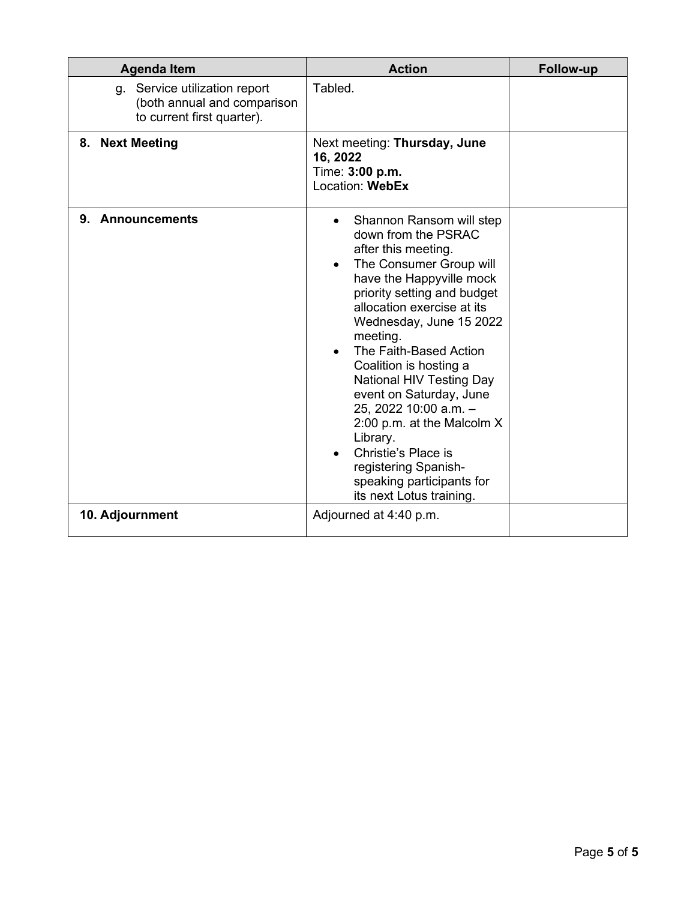| Agenda Item | Action | Follow-up |
| --- | --- | --- |
| g. Service utilization report (both annual and comparison to current first quarter). | Tabled. | |
| **8. Next Meeting** | Next meeting: **Thursday, June 16, 2022**<br>Time: **3:00 p.m.**<br>Location: **WebEx** | |
| **9. Announcements** | • Shannon Ransom will step down from the PSRAC after this meeting.<br>• The Consumer Group will have the Happyville mock priority setting and budget allocation exercise at its Wednesday, June 15 2022 meeting.<br>• The Faith-Based Action Coalition is hosting a National HIV Testing Day event on Saturday, June 25, 2022 10:00 a.m. – 2:00 p.m. at the Malcolm X Library.<br>• Christie's Place is registering Spanish-speaking participants for its next Lotus training. | |
| **10. Adjournment** | Adjourned at 4:40 p.m. | |